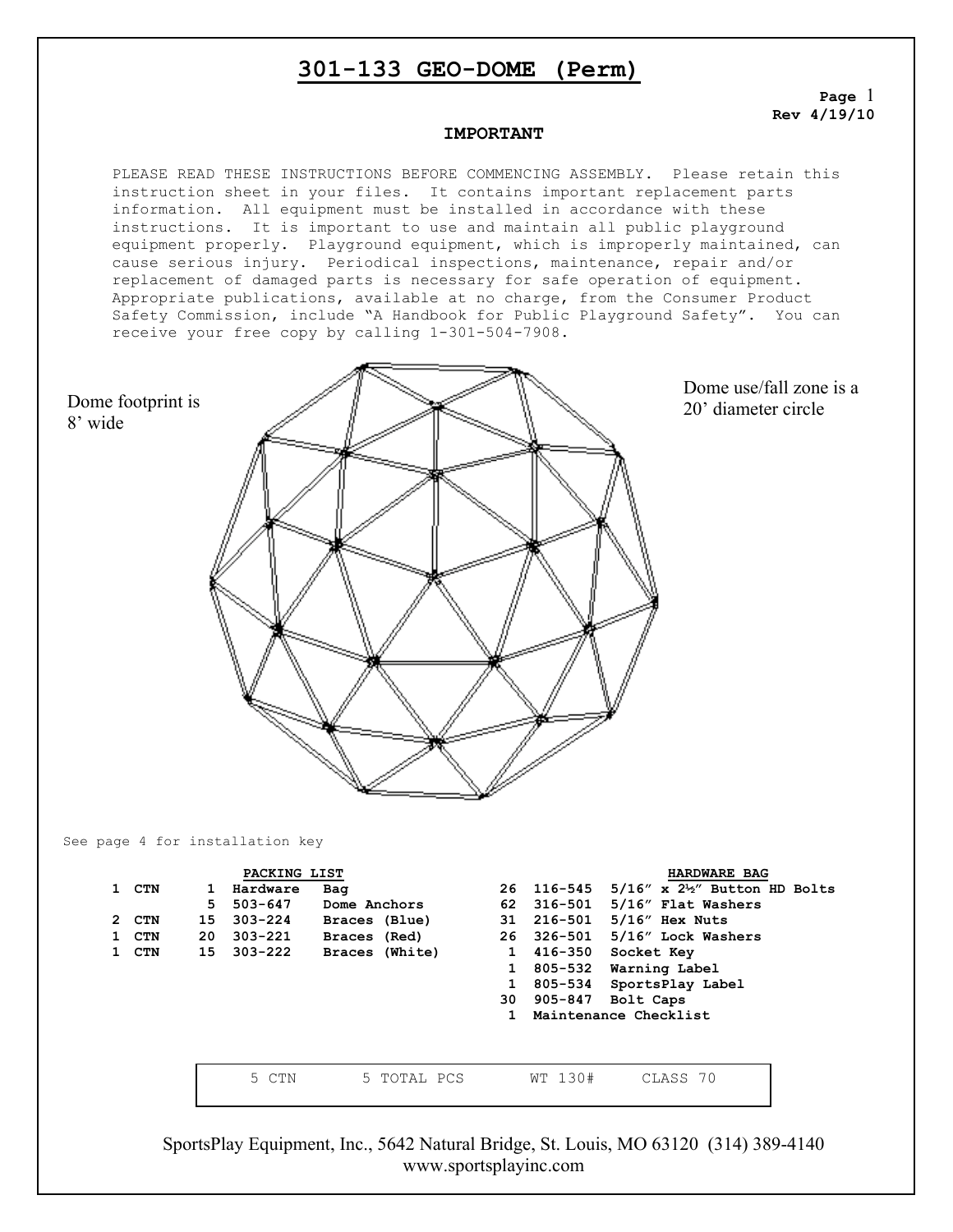# 301-133 GEO-DOME (Perm)

Rev 4/19/10

**IMPORTANT**

PLEASE READ THESE INSTRUCTIONS BEFORE COMMENCING ASSEMBLY. Please retain this instruction sheet in your files. It contains important replacement parts information. All equipment must be installed in accordance with these instructions. It is important to use and maintain all public playground equipment properly. Playground equipment, which is improperly maintained, can cause serious injury. Periodical inspections, maintenance, repair and/or replacement of damaged parts is necessary for safe operation of equipment. Appropriate publications, available at no charge, from the Consumer Product Safety Commission, include "A Handbook for Public Playground Safety". You can receive your free copy by calling 1-301-504-7908.

Dome footprint is 8' wide

Dome use/fall zone is a 20' diameter circle

See page 4 for installation key

**PACKING LIST**

| | | | |
|---|---|---|---|
| 1 CTN | 1 | Hardware | Bag |
| | 5 | 503-647 | Dome Anchors |
| 2 CTN | 15 | 303-224 | Braces (Blue) |
| 1 CTN | 20 | 303-221 | Braces (Red) |
| 1 CTN | 15 | 303-222 | Braces (White) |

**HARDWARE BAG**

| | | |
|---|---|---|
| 26 | 116-545 | 5/16" x 2½" Button HD Bolts |
| 62 | 316-501 | 5/16" Flat Washers |
| 31 | 216-501 | 5/16" Hex Nuts |
| 26 | 326-501 | 5/16" Lock Washers |
| 1 | 416-350 | Socket Key |
| 1 | 805-532 | Warning Label |
| 1 | 805-534 | SportsPlay Label |
| 30 | 905-847 | Bolt Caps |
| 1 | Maintenance Checklist | |

| 5 CTN | 5 TOTAL PCS | WT 130# | CLASS 70 |
|---|---|---|---|

SportsPlay Equipment, Inc., 5642 Natural Bridge, St. Louis, MO 63120 (314) 389-4140
www.sportsplayinc.com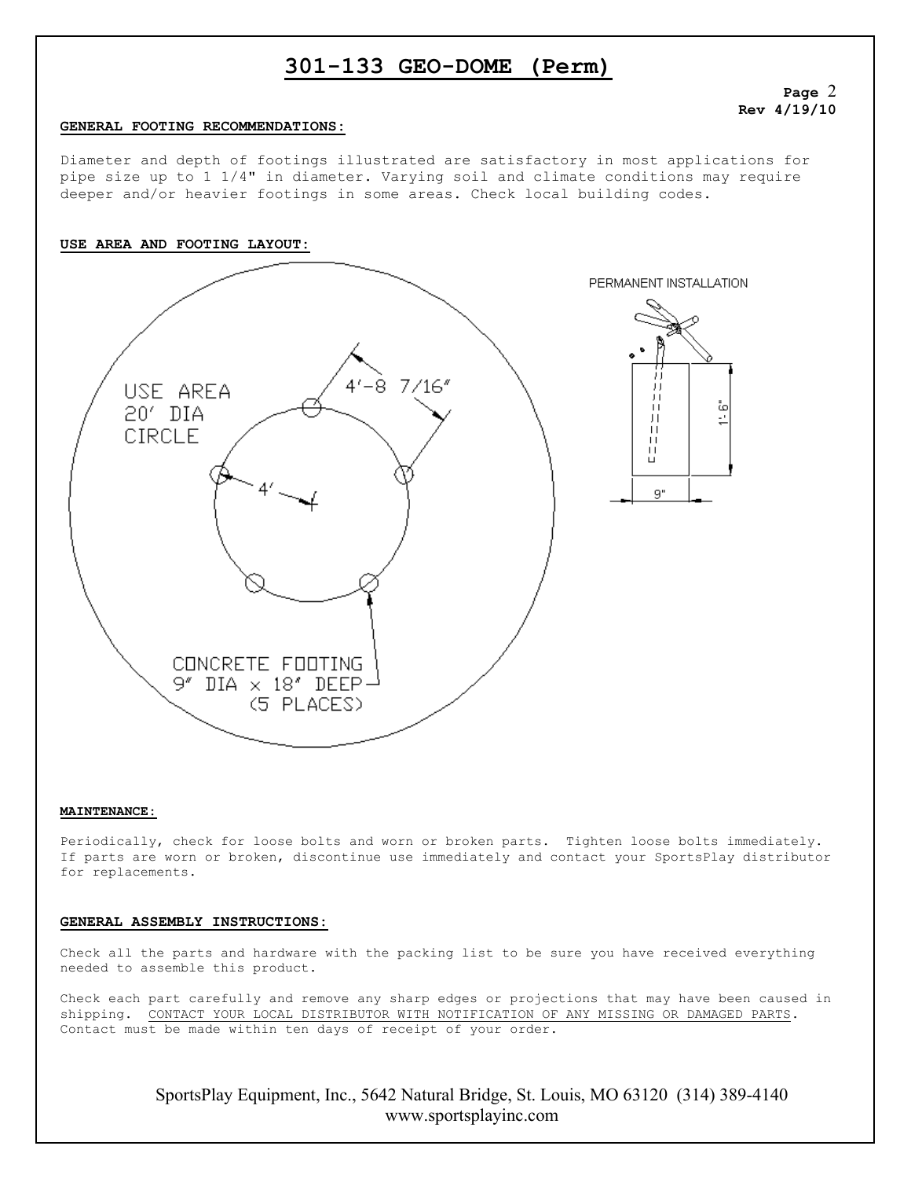# 301-133 GEO-DOME (Perm)

**GENERAL FOOTING RECOMMENDATIONS:**

Diameter and depth of footings illustrated are satisfactory in most applications for pipe size up to 1 1/4" in diameter. Varying soil and climate conditions may require deeper and/or heavier footings in some areas. Check local building codes.

**USE AREA AND FOOTING LAYOUT:**

USE AREA
20' DIA
CIRCLE

4'-8 7/16"

4'

CONCRETE FOOTING
9" DIA x 18" DEEP
(5 PLACES)

PERMANENT INSTALLATION

1'-6"

9"

**MAINTENANCE:**

Periodically, check for loose bolts and worn or broken parts. Tighten loose bolts immediately. If parts are worn or broken, discontinue use immediately and contact your SportsPlay distributor for replacements.

**GENERAL ASSEMBLY INSTRUCTIONS:**

Check all the parts and hardware with the packing list to be sure you have received everything needed to assemble this product.

Check each part carefully and remove any sharp edges or projections that may have been caused in shipping. CONTACT YOUR LOCAL DISTRIBUTOR WITH NOTIFICATION OF ANY MISSING OR DAMAGED PARTS. Contact must be made within ten days of receipt of your order.

SportsPlay Equipment, Inc., 5642 Natural Bridge, St. Louis, MO 63120 (314) 389-4140
www.sportsplayinc.com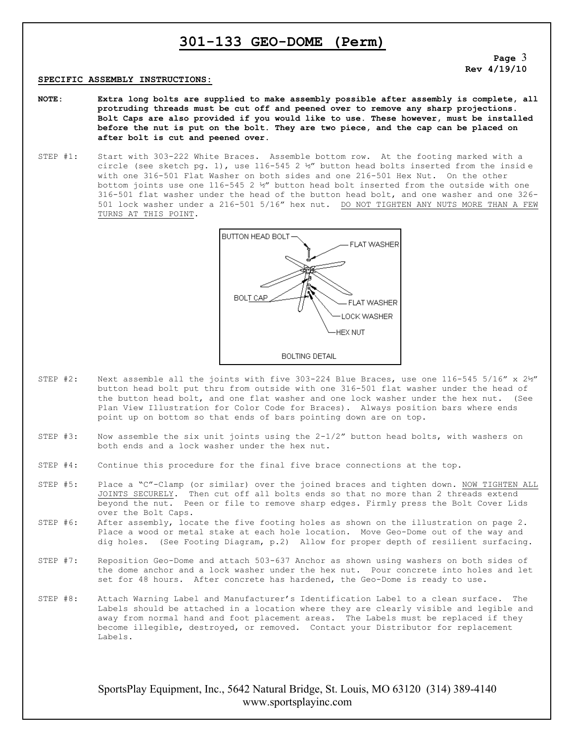# 301-133 GEO-DOME (Perm)

**Rev 4/19/10**

**SPECIFIC ASSEMBLY INSTRUCTIONS:**

**NOTE:** **Extra long bolts are supplied to make assembly possible after assembly is complete, all protruding threads must be cut off and peened over to remove any sharp projections. Bolt Caps are also provided if you would like to use. These however, must be installed before the nut is put on the bolt. They are two piece, and the cap can be placed on after bolt is cut and peened over.**

STEP #1: Start with 303-222 White Braces. Assemble bottom row. At the footing marked with a circle (see sketch pg. 1), use 116-545 2 ½" button head bolts inserted from the inside with one 316-501 Flat Washer on both sides and one 216-501 Hex Nut. On the other bottom joints use one 116-545 2 ½" button head bolt inserted from the outside with one 316-501 flat washer under the head of the button head bolt, and one washer and one 326-501 lock washer under a 216-501 5/16" hex nut. <u>DO NOT TIGHTEN ANY NUTS MORE THAN A FEW TURNS AT THIS POINT</u>.

BUTTON HEAD BOLT
FLAT WASHER
BOLT CAP
FLAT WASHER
LOCK WASHER
HEX NUT

BOLTING DETAIL

STEP #2: Next assemble all the joints with five 303-224 Blue Braces, use one 116-545 5/16" x 2½" button head bolt put thru from outside with one 316-501 flat washer under the head of the button head bolt, and one flat washer and one lock washer under the hex nut. (See Plan View Illustration for Color Code for Braces). Always position bars where ends point up on bottom so that ends of bars pointing down are on top.

STEP #3: Now assemble the six unit joints using the 2-1/2" button head bolts, with washers on both ends and a lock washer under the hex nut.

STEP #4: Continue this procedure for the final five brace connections at the top.

STEP #5: Place a "C"-Clamp (or similar) over the joined braces and tighten down. <u>NOW TIGHTEN ALL JOINTS SECURELY</u>. Then cut off all bolts ends so that no more than 2 threads extend beyond the nut. Peen or file to remove sharp edges. Firmly press the Bolt Cover Lids over the Bolt Caps.

STEP #6: After assembly, locate the five footing holes as shown on the illustration on page 2. Place a wood or metal stake at each hole location. Move Geo-Dome out of the way and dig holes. (See Footing Diagram, p.2) Allow for proper depth of resilient surfacing.

STEP #7: Reposition Geo-Dome and attach 503-637 Anchor as shown using washers on both sides of the dome anchor and a lock washer under the hex nut. Pour concrete into holes and let set for 48 hours. After concrete has hardened, the Geo-Dome is ready to use.

STEP #8: Attach Warning Label and Manufacturer's Identification Label to a clean surface. The Labels should be attached in a location where they are clearly visible and legible and away from normal hand and foot placement areas. The Labels must be replaced if they become illegible, destroyed, or removed. Contact your Distributor for replacement Labels.

SportsPlay Equipment, Inc., 5642 Natural Bridge, St. Louis, MO 63120 (314) 389-4140
www.sportsplayinc.com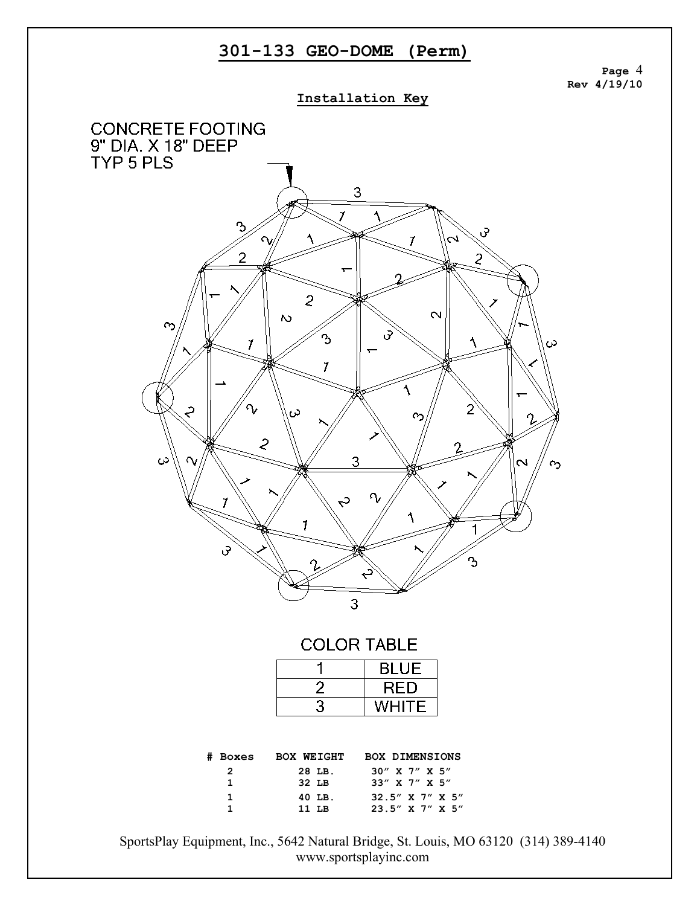# 301-133 GEO-DOME (Perm)

Rev 4/19/10

## Installation Key

CONCRETE FOOTING
9" DIA. X 18" DEEP
TYP 5 PLS

COLOR TABLE

| | |
|---|---|
| 1 | BLUE |
| 2 | RED |
| 3 | WHITE |

| # Boxes | BOX WEIGHT | BOX DIMENSIONS |
|---|---|---|
| 2 | 28 LB. | 30″ X 7″ X 5″ |
| 1 | 32 LB | 33″ X 7″ X 5″ |
| 1 | 40 LB. | 32.5″ X 7″ X 5″ |
| 1 | 11 LB | 23.5″ X 7″ X 5″ |

SportsPlay Equipment, Inc., 5642 Natural Bridge, St. Louis, MO 63120 (314) 389-4140
www.sportsplayinc.com